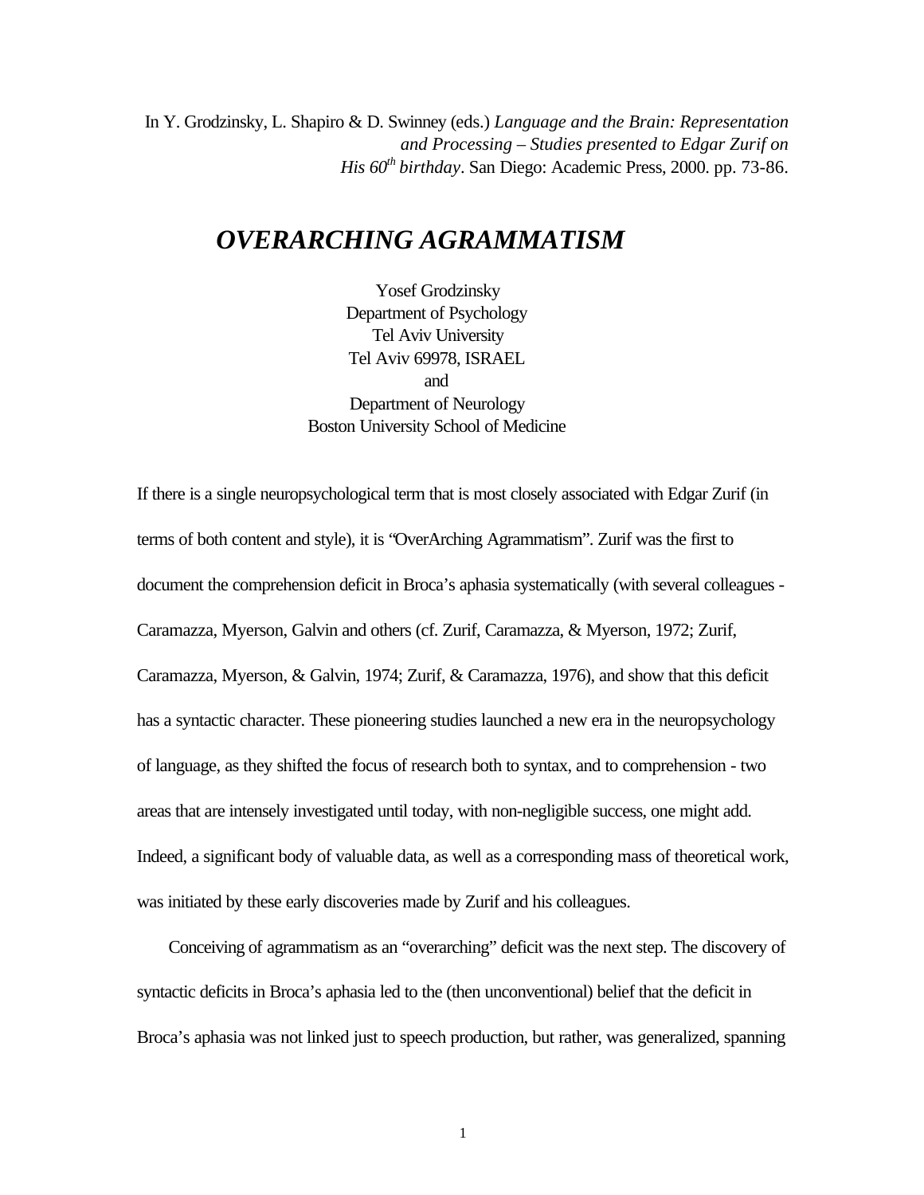In Y. Grodzinsky, L. Shapiro & D. Swinney (eds.) *Language and the Brain: Representation and Processing – Studies presented to Edgar Zurif on His 60th birthday*. San Diego: Academic Press, 2000. pp. 73-86.

# *OVERARCHING AGRAMMATISM*

Yosef Grodzinsky
Department of Psychology
Tel Aviv University
Tel Aviv 69978, ISRAEL
and
Department of Neurology
Boston University School of Medicine

If there is a single neuropsychological term that is most closely associated with Edgar Zurif (in terms of both content and style), it is "OverArching Agrammatism". Zurif was the first to document the comprehension deficit in Broca's aphasia systematically (with several colleagues - Caramazza, Myerson, Galvin and others (cf. Zurif, Caramazza, & Myerson, 1972; Zurif, Caramazza, Myerson, & Galvin, 1974; Zurif, & Caramazza, 1976), and show that this deficit has a syntactic character. These pioneering studies launched a new era in the neuropsychology of language, as they shifted the focus of research both to syntax, and to comprehension - two areas that are intensely investigated until today, with non-negligible success, one might add. Indeed, a significant body of valuable data, as well as a corresponding mass of theoretical work, was initiated by these early discoveries made by Zurif and his colleagues.

Conceiving of agrammatism as an "overarching" deficit was the next step. The discovery of syntactic deficits in Broca's aphasia led to the (then unconventional) belief that the deficit in Broca's aphasia was not linked just to speech production, but rather, was generalized, spanning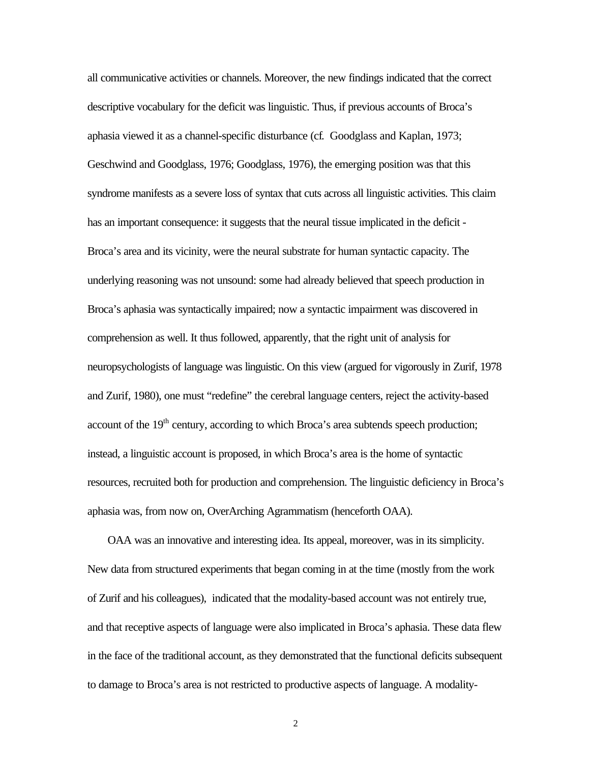all communicative activities or channels. Moreover, the new findings indicated that the correct descriptive vocabulary for the deficit was linguistic. Thus, if previous accounts of Broca's aphasia viewed it as a channel-specific disturbance (cf. Goodglass and Kaplan, 1973; Geschwind and Goodglass, 1976; Goodglass, 1976), the emerging position was that this syndrome manifests as a severe loss of syntax that cuts across all linguistic activities. This claim has an important consequence: it suggests that the neural tissue implicated in the deficit - Broca's area and its vicinity, were the neural substrate for human syntactic capacity. The underlying reasoning was not unsound: some had already believed that speech production in Broca's aphasia was syntactically impaired; now a syntactic impairment was discovered in comprehension as well. It thus followed, apparently, that the right unit of analysis for neuropsychologists of language was linguistic. On this view (argued for vigorously in Zurif, 1978 and Zurif, 1980), one must "redefine" the cerebral language centers, reject the activity-based account of the 19th century, according to which Broca's area subtends speech production; instead, a linguistic account is proposed, in which Broca's area is the home of syntactic resources, recruited both for production and comprehension. The linguistic deficiency in Broca's aphasia was, from now on, OverArching Agrammatism (henceforth OAA).

OAA was an innovative and interesting idea. Its appeal, moreover, was in its simplicity. New data from structured experiments that began coming in at the time (mostly from the work of Zurif and his colleagues), indicated that the modality-based account was not entirely true, and that receptive aspects of language were also implicated in Broca's aphasia. These data flew in the face of the traditional account, as they demonstrated that the functional deficits subsequent to damage to Broca's area is not restricted to productive aspects of language. A modality-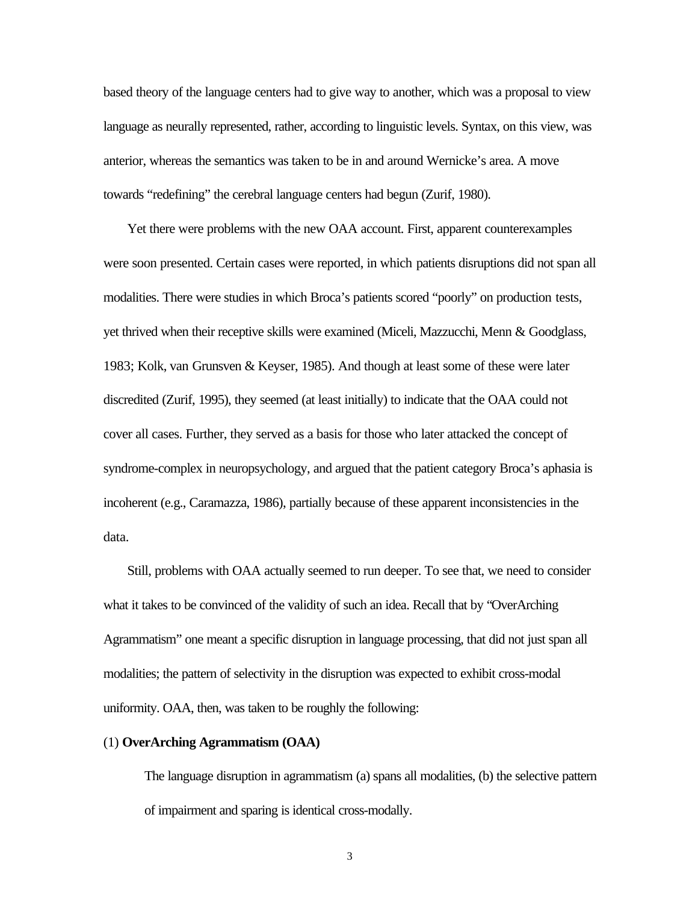based theory of the language centers had to give way to another, which was a proposal to view language as neurally represented, rather, according to linguistic levels. Syntax, on this view, was anterior, whereas the semantics was taken to be in and around Wernicke's area. A move towards "redefining" the cerebral language centers had begun (Zurif, 1980).

Yet there were problems with the new OAA account. First, apparent counterexamples were soon presented. Certain cases were reported, in which patients disruptions did not span all modalities. There were studies in which Broca's patients scored "poorly" on production tests, yet thrived when their receptive skills were examined (Miceli, Mazzucchi, Menn & Goodglass, 1983; Kolk, van Grunsven & Keyser, 1985). And though at least some of these were later discredited (Zurif, 1995), they seemed (at least initially) to indicate that the OAA could not cover all cases. Further, they served as a basis for those who later attacked the concept of syndrome-complex in neuropsychology, and argued that the patient category Broca's aphasia is incoherent (e.g., Caramazza, 1986), partially because of these apparent inconsistencies in the data.

Still, problems with OAA actually seemed to run deeper. To see that, we need to consider what it takes to be convinced of the validity of such an idea. Recall that by "OverArching Agrammatism" one meant a specific disruption in language processing, that did not just span all modalities; the pattern of selectivity in the disruption was expected to exhibit cross-modal uniformity. OAA, then, was taken to be roughly the following:

(1) **OverArching Agrammatism (OAA)**

> The language disruption in agrammatism (a) spans all modalities, (b) the selective pattern of impairment and sparing is identical cross-modally.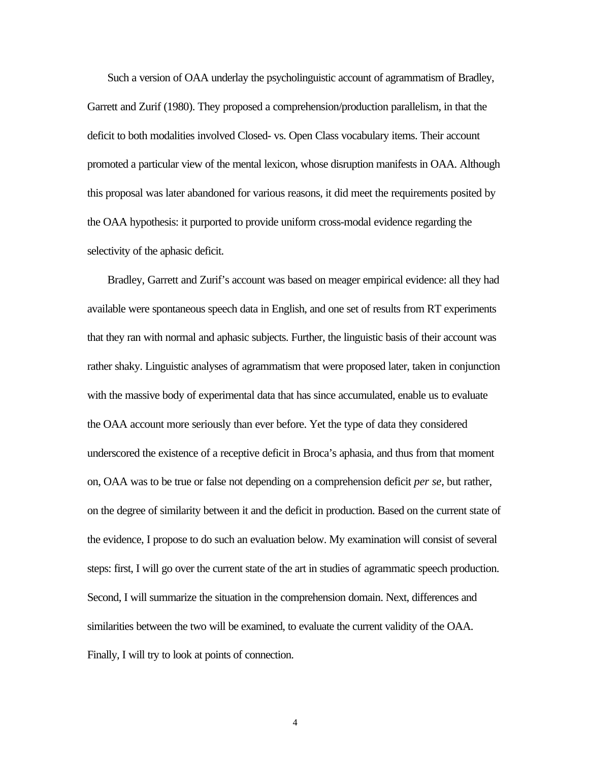Such a version of OAA underlay the psycholinguistic account of agrammatism of Bradley, Garrett and Zurif (1980). They proposed a comprehension/production parallelism, in that the deficit to both modalities involved Closed- vs. Open Class vocabulary items. Their account promoted a particular view of the mental lexicon, whose disruption manifests in OAA. Although this proposal was later abandoned for various reasons, it did meet the requirements posited by the OAA hypothesis: it purported to provide uniform cross-modal evidence regarding the selectivity of the aphasic deficit.

Bradley, Garrett and Zurif's account was based on meager empirical evidence: all they had available were spontaneous speech data in English, and one set of results from RT experiments that they ran with normal and aphasic subjects. Further, the linguistic basis of their account was rather shaky. Linguistic analyses of agrammatism that were proposed later, taken in conjunction with the massive body of experimental data that has since accumulated, enable us to evaluate the OAA account more seriously than ever before. Yet the type of data they considered underscored the existence of a receptive deficit in Broca's aphasia, and thus from that moment on, OAA was to be true or false not depending on a comprehension deficit *per se*, but rather, on the degree of similarity between it and the deficit in production. Based on the current state of the evidence, I propose to do such an evaluation below. My examination will consist of several steps: first, I will go over the current state of the art in studies of agrammatic speech production. Second, I will summarize the situation in the comprehension domain. Next, differences and similarities between the two will be examined, to evaluate the current validity of the OAA. Finally, I will try to look at points of connection.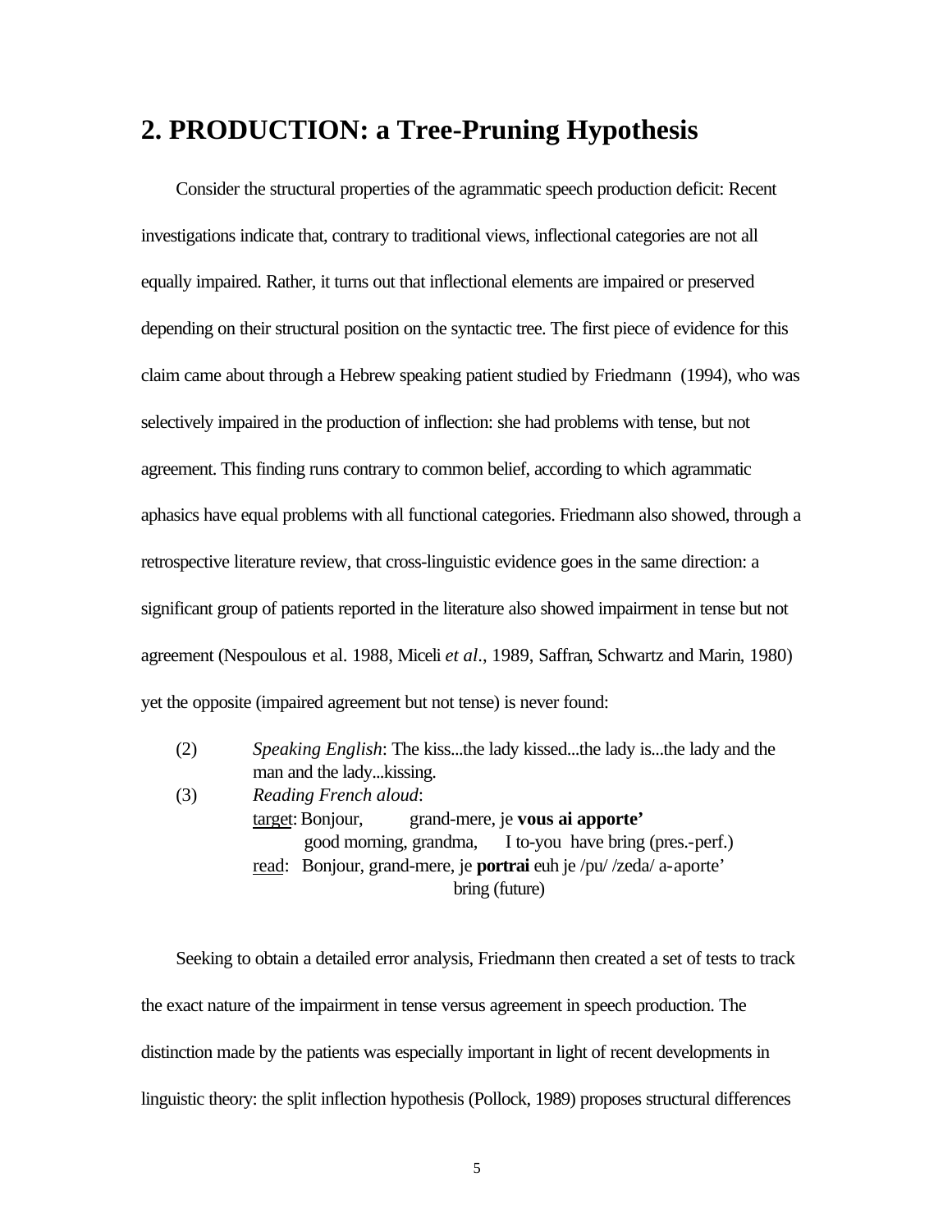## 2. PRODUCTION: a Tree-Pruning Hypothesis

Consider the structural properties of the agrammatic speech production deficit: Recent investigations indicate that, contrary to traditional views, inflectional categories are not all equally impaired. Rather, it turns out that inflectional elements are impaired or preserved depending on their structural position on the syntactic tree. The first piece of evidence for this claim came about through a Hebrew speaking patient studied by Friedmann (1994), who was selectively impaired in the production of inflection: she had problems with tense, but not agreement. This finding runs contrary to common belief, according to which agrammatic aphasics have equal problems with all functional categories. Friedmann also showed, through a retrospective literature review, that cross-linguistic evidence goes in the same direction: a significant group of patients reported in the literature also showed impairment in tense but not agreement (Nespoulous et al. 1988, Miceli *et al*., 1989, Saffran, Schwartz and Marin, 1980) yet the opposite (impaired agreement but not tense) is never found:

(2) *Speaking English*: The kiss...the lady kissed...the lady is...the lady and the man and the lady...kissing.

(3) *Reading French aloud*:
<u>target</u>: Bonjour, grand-mere, je **vous ai apporte'**
good morning, grandma, I to-you have bring (pres.-perf.)
<u>read</u>: Bonjour, grand-mere, je **portrai** euh je /pu/ /zeda/ a-aporte'
bring (future)

Seeking to obtain a detailed error analysis, Friedmann then created a set of tests to track the exact nature of the impairment in tense versus agreement in speech production. The distinction made by the patients was especially important in light of recent developments in linguistic theory: the split inflection hypothesis (Pollock, 1989) proposes structural differences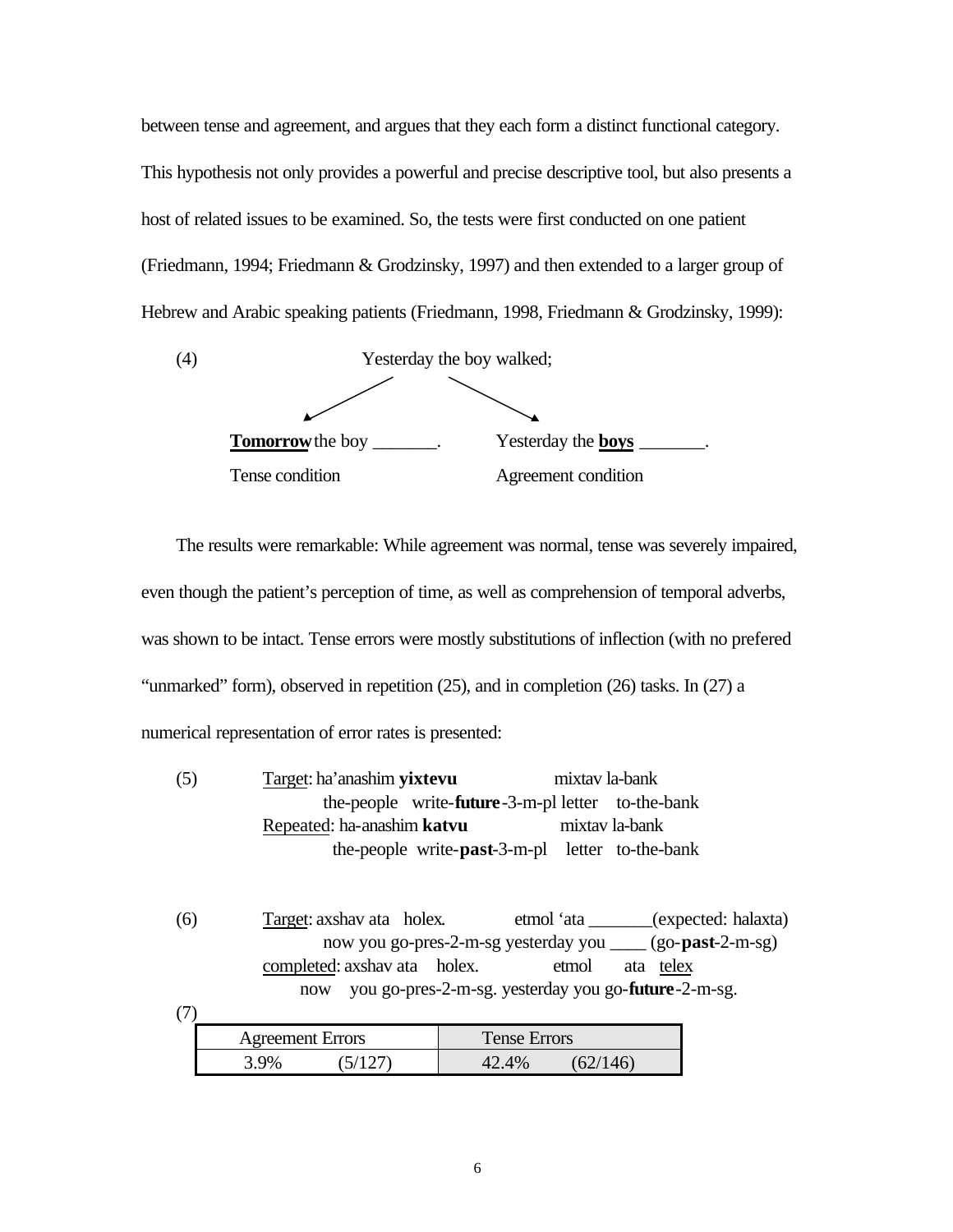between tense and agreement, and argues that they each form a distinct functional category. This hypothesis not only provides a powerful and precise descriptive tool, but also presents a host of related issues to be examined. So, the tests were first conducted on one patient (Friedmann, 1994; Friedmann & Grodzinsky, 1997) and then extended to a larger group of Hebrew and Arabic speaking patients (Friedmann, 1998, Friedmann & Grodzinsky, 1999):

(4) Yesterday the boy walked;

**Tomorrow** the boy _______. — Tense condition

Yesterday the **boys** _______. — Agreement condition

The results were remarkable: While agreement was normal, tense was severely impaired, even though the patient's perception of time, as well as comprehension of temporal adverbs, was shown to be intact. Tense errors were mostly substitutions of inflection (with no prefered "unmarked" form), observed in repetition (25), and in completion (26) tasks. In (27) a numerical representation of error rates is presented:

(5) Target: ha'anashim **yixtevu** mixtav la-bank
the-people write-**future**-3-m-pl letter to-the-bank
Repeated: ha-anashim **katvu** mixtav la-bank
the-people write-**past**-3-m-pl letter to-the-bank

(6) Target: axshav ata holex. etmol 'ata _______(expected: halaxta)
now you go-pres-2-m-sg yesterday you ____ (go-**past**-2-m-sg)
completed: axshav ata holex. etmol ata telex
now you go-pres-2-m-sg. yesterday you go-**future**-2-m-sg.

(7)

| Agreement Errors | | Tense Errors | |
|---|---|---|---|
| 3.9% | (5/127) | 42.4% | (62/146) |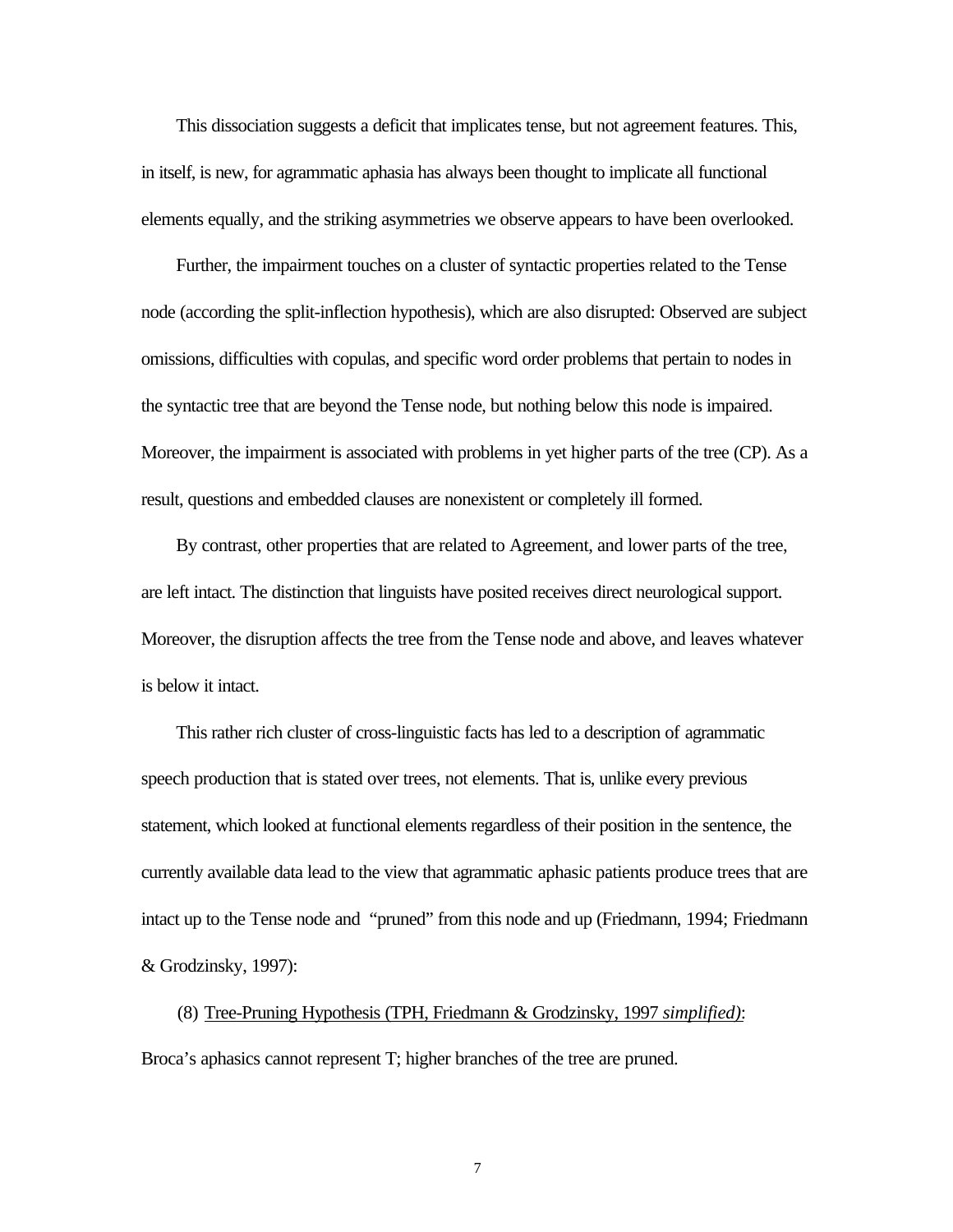This dissociation suggests a deficit that implicates tense, but not agreement features. This, in itself, is new, for agrammatic aphasia has always been thought to implicate all functional elements equally, and the striking asymmetries we observe appears to have been overlooked.

Further, the impairment touches on a cluster of syntactic properties related to the Tense node (according the split-inflection hypothesis), which are also disrupted: Observed are subject omissions, difficulties with copulas, and specific word order problems that pertain to nodes in the syntactic tree that are beyond the Tense node, but nothing below this node is impaired. Moreover, the impairment is associated with problems in yet higher parts of the tree (CP). As a result, questions and embedded clauses are nonexistent or completely ill formed.

By contrast, other properties that are related to Agreement, and lower parts of the tree, are left intact. The distinction that linguists have posited receives direct neurological support. Moreover, the disruption affects the tree from the Tense node and above, and leaves whatever is below it intact.

This rather rich cluster of cross-linguistic facts has led to a description of agrammatic speech production that is stated over trees, not elements. That is, unlike every previous statement, which looked at functional elements regardless of their position in the sentence, the currently available data lead to the view that agrammatic aphasic patients produce trees that are intact up to the Tense node and "pruned" from this node and up (Friedmann, 1994; Friedmann & Grodzinsky, 1997):

(8) Tree-Pruning Hypothesis (TPH, Friedmann & Grodzinsky, 1997 *simplified)*: Broca's aphasics cannot represent T; higher branches of the tree are pruned.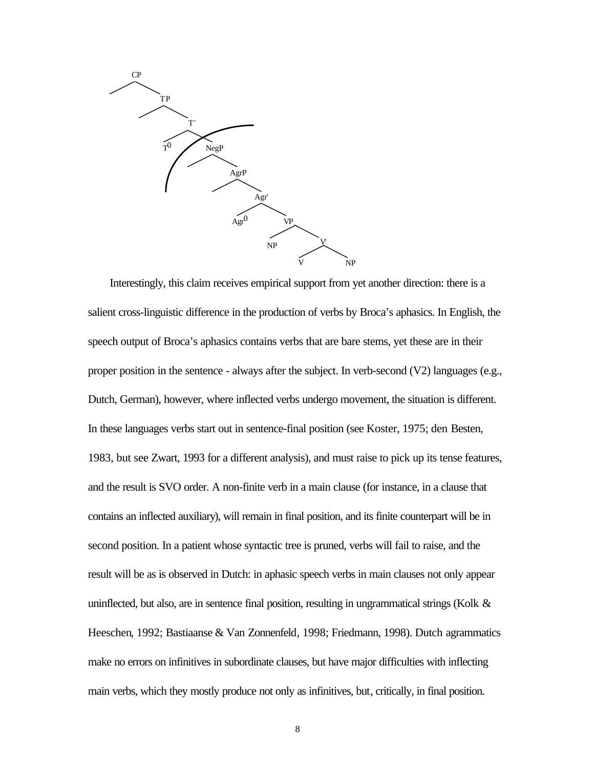CP

TP

T'

$T^0$

NegP

AgrP

Agr'

$Agr^0$

VP

NP

V'

V

NP

Interestingly, this claim receives empirical support from yet another direction: there is a salient cross-linguistic difference in the production of verbs by Broca's aphasics. In English, the speech output of Broca's aphasics contains verbs that are bare stems, yet these are in their proper position in the sentence - always after the subject. In verb-second (V2) languages (e.g., Dutch, German), however, where inflected verbs undergo movement, the situation is different. In these languages verbs start out in sentence-final position (see Koster, 1975; den Besten, 1983, but see Zwart, 1993 for a different analysis), and must raise to pick up its tense features, and the result is SVO order. A non-finite verb in a main clause (for instance, in a clause that contains an inflected auxiliary), will remain in final position, and its finite counterpart will be in second position. In a patient whose syntactic tree is pruned, verbs will fail to raise, and the result will be as is observed in Dutch: in aphasic speech verbs in main clauses not only appear uninflected, but also, are in sentence final position, resulting in ungrammatical strings (Kolk & Heeschen, 1992; Bastiaanse & Van Zonnenfeld, 1998; Friedmann, 1998). Dutch agrammatics make no errors on infinitives in subordinate clauses, but have major difficulties with inflecting main verbs, which they mostly produce not only as infinitives, but, critically, in final position.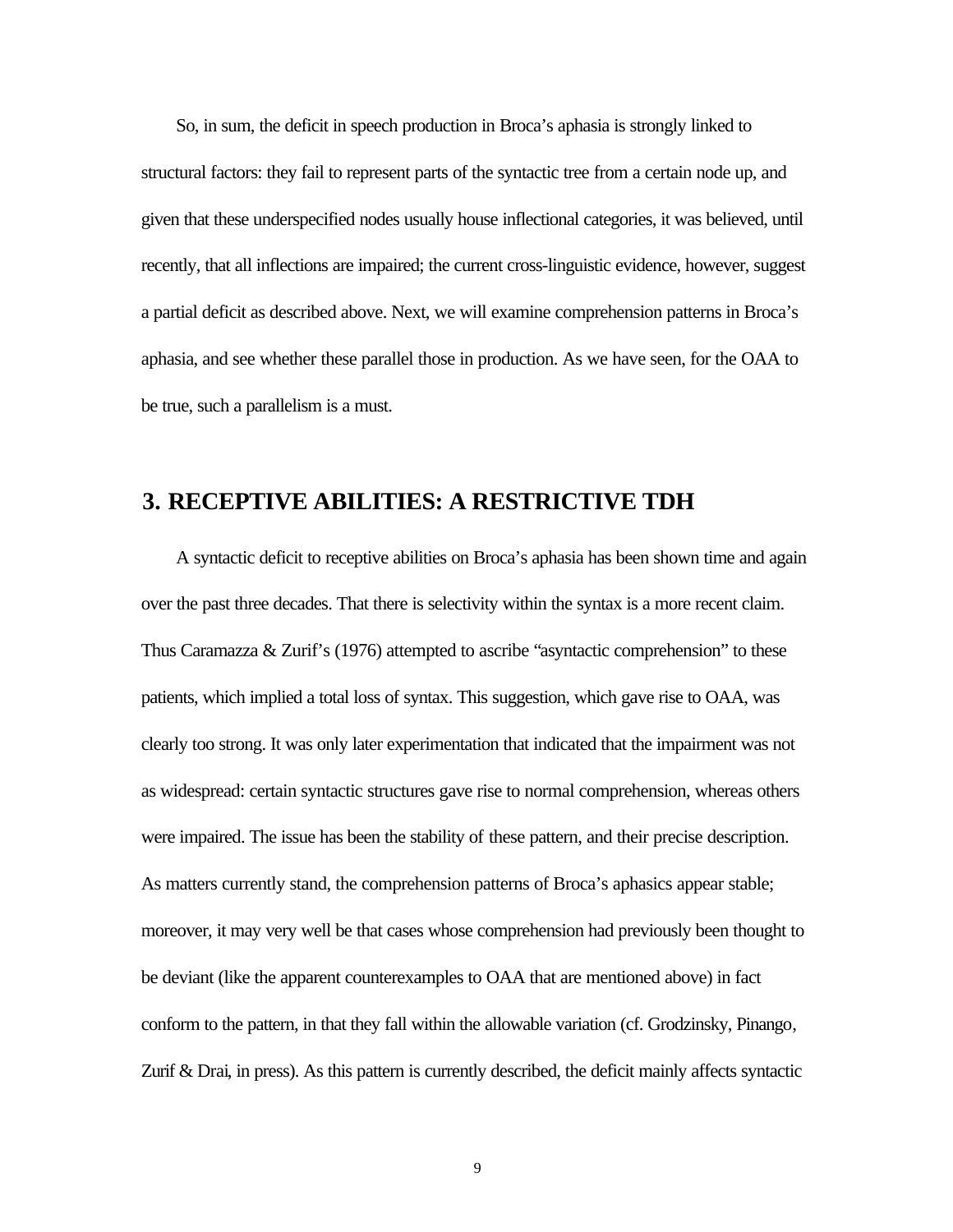So, in sum, the deficit in speech production in Broca's aphasia is strongly linked to structural factors: they fail to represent parts of the syntactic tree from a certain node up, and given that these underspecified nodes usually house inflectional categories, it was believed, until recently, that all inflections are impaired; the current cross-linguistic evidence, however, suggest a partial deficit as described above. Next, we will examine comprehension patterns in Broca's aphasia, and see whether these parallel those in production. As we have seen, for the OAA to be true, such a parallelism is a must.

## 3. RECEPTIVE ABILITIES: A RESTRICTIVE TDH

A syntactic deficit to receptive abilities on Broca's aphasia has been shown time and again over the past three decades. That there is selectivity within the syntax is a more recent claim. Thus Caramazza & Zurif's (1976) attempted to ascribe "asyntactic comprehension" to these patients, which implied a total loss of syntax. This suggestion, which gave rise to OAA, was clearly too strong. It was only later experimentation that indicated that the impairment was not as widespread: certain syntactic structures gave rise to normal comprehension, whereas others were impaired. The issue has been the stability of these pattern, and their precise description. As matters currently stand, the comprehension patterns of Broca's aphasics appear stable; moreover, it may very well be that cases whose comprehension had previously been thought to be deviant (like the apparent counterexamples to OAA that are mentioned above) in fact conform to the pattern, in that they fall within the allowable variation (cf. Grodzinsky, Pinango, Zurif & Drai, in press). As this pattern is currently described, the deficit mainly affects syntactic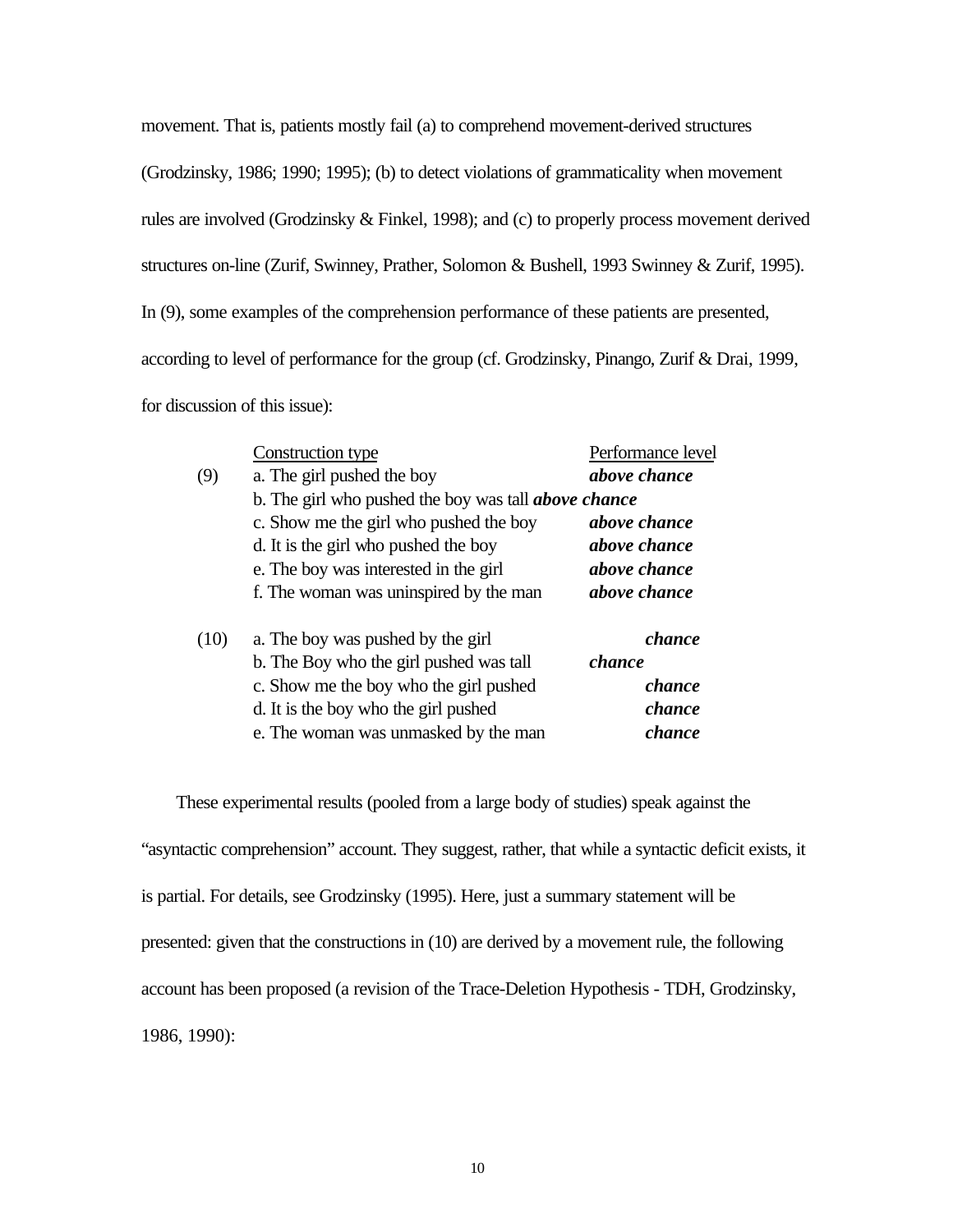movement. That is, patients mostly fail (a) to comprehend movement-derived structures (Grodzinsky, 1986; 1990; 1995); (b) to detect violations of grammaticality when movement rules are involved (Grodzinsky & Finkel, 1998); and (c) to properly process movement derived structures on-line (Zurif, Swinney, Prather, Solomon & Bushell, 1993 Swinney & Zurif, 1995). In (9), some examples of the comprehension performance of these patients are presented, according to level of performance for the group (cf. Grodzinsky, Pinango, Zurif & Drai, 1999, for discussion of this issue):

| | Construction type | Performance level |
|---|---|---|
| (9) | a. The girl pushed the boy | ***above chance*** |
| | b. The girl who pushed the boy was tall | ***above chance*** |
| | c. Show me the girl who pushed the boy | ***above chance*** |
| | d. It is the girl who pushed the boy | ***above chance*** |
| | e. The boy was interested in the girl | ***above chance*** |
| | f. The woman was uninspired by the man | ***above chance*** |
| (10) | a. The boy was pushed by the girl | ***chance*** |
| | b. The Boy who the girl pushed was tall | ***chance*** |
| | c. Show me the boy who the girl pushed | ***chance*** |
| | d. It is the boy who the girl pushed | ***chance*** |
| | e. The woman was unmasked by the man | ***chance*** |

These experimental results (pooled from a large body of studies) speak against the "asyntactic comprehension" account. They suggest, rather, that while a syntactic deficit exists, it is partial. For details, see Grodzinsky (1995). Here, just a summary statement will be presented: given that the constructions in (10) are derived by a movement rule, the following account has been proposed (a revision of the Trace-Deletion Hypothesis - TDH, Grodzinsky, 1986, 1990):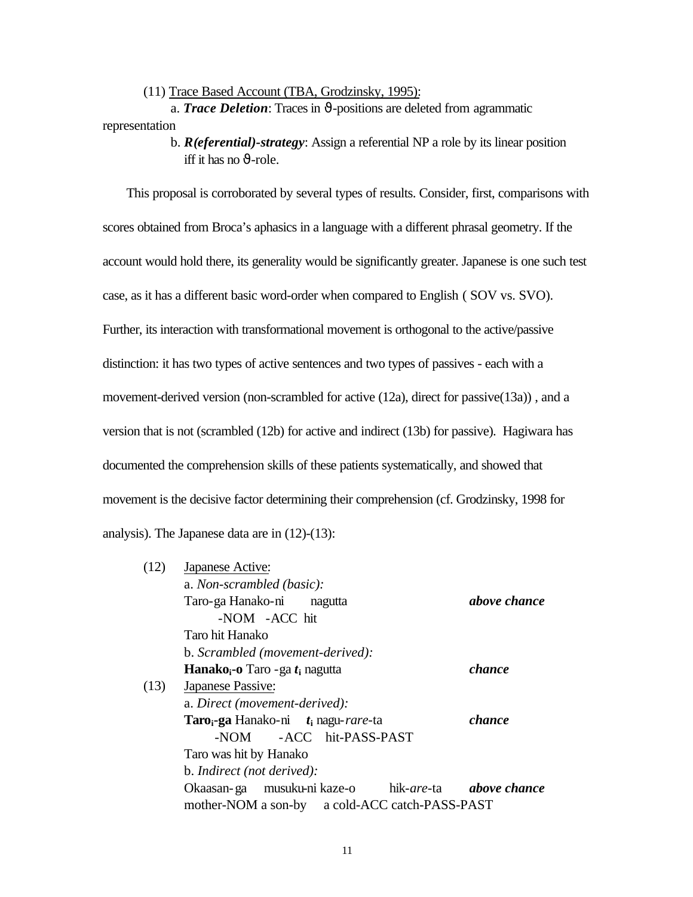(11) <u>Trace Based Account (TBA, Grodzinsky, 1995):</u>

a. ***Trace Deletion***: Traces in ϑ-positions are deleted from agrammatic representation

b. ***R(eferential)-strategy***: Assign a referential NP a role by its linear position iff it has no ϑ-role.

This proposal is corroborated by several types of results. Consider, first, comparisons with scores obtained from Broca's aphasics in a language with a different phrasal geometry. If the account would hold there, its generality would be significantly greater. Japanese is one such test case, as it has a different basic word-order when compared to English ( SOV vs. SVO). Further, its interaction with transformational movement is orthogonal to the active/passive distinction: it has two types of active sentences and two types of passives - each with a movement-derived version (non-scrambled for active (12a), direct for passive(13a)) , and a version that is not (scrambled (12b) for active and indirect (13b) for passive). Hagiwara has documented the comprehension skills of these patients systematically, and showed that movement is the decisive factor determining their comprehension (cf. Grodzinsky, 1998 for analysis). The Japanese data are in (12)-(13):

(12) <u>Japanese Active</u>:

a. *Non-scrambled (basic):*

Taro-ga Hanako-ni nagutta — ***above chance***

-NOM -ACC hit

Taro hit Hanako

b. *Scrambled (movement-derived):*

**Hanako$_i$-o** Taro -ga ***t*$_i$** nagutta — ***chance***

(13) <u>Japanese Passive</u>:

a. *Direct (movement-derived):*

**Taro$_i$-ga** Hanako-ni ***t*$_i$** nagu-*rare*-ta — ***chance***

-NOM -ACC hit-PASS-PAST

Taro was hit by Hanako

b. *Indirect (not derived):*

Okaasan-ga musuku-ni kaze-o hik-*are*-ta — ***above chance***

mother-NOM a son-by a cold-ACC catch-PASS-PAST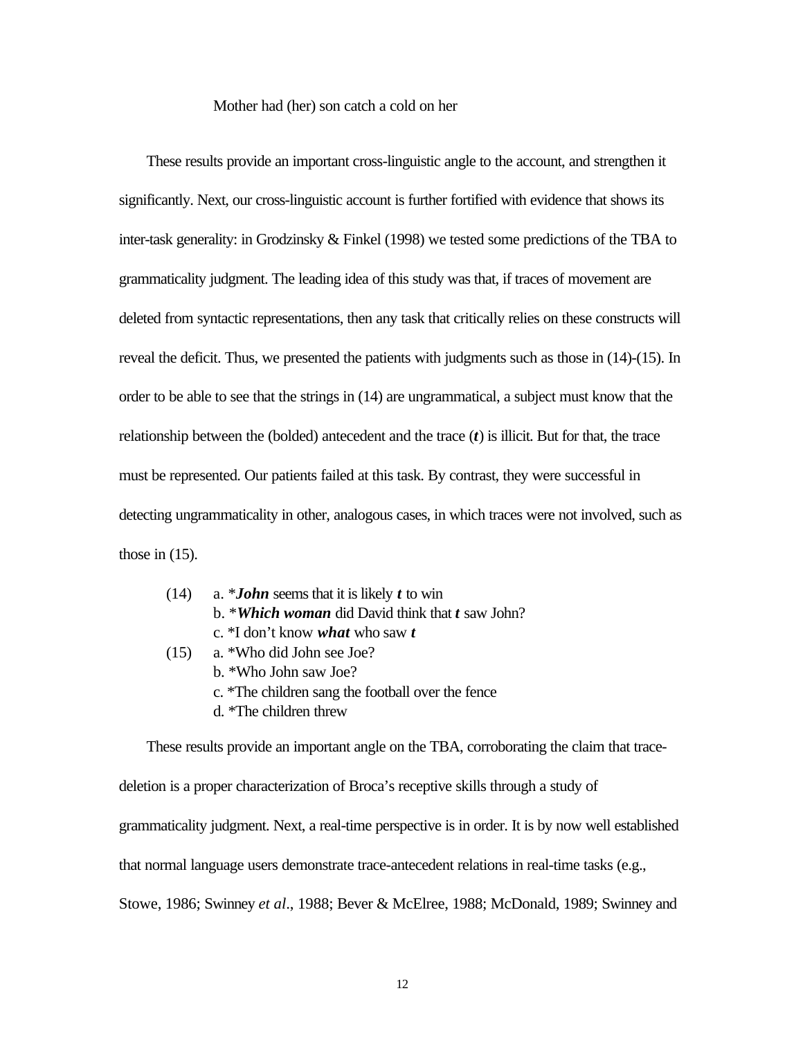Mother had (her) son catch a cold on her

These results provide an important cross-linguistic angle to the account, and strengthen it significantly. Next, our cross-linguistic account is further fortified with evidence that shows its inter-task generality: in Grodzinsky & Finkel (1998) we tested some predictions of the TBA to grammaticality judgment. The leading idea of this study was that, if traces of movement are deleted from syntactic representations, then any task that critically relies on these constructs will reveal the deficit. Thus, we presented the patients with judgments such as those in (14)-(15). In order to be able to see that the strings in (14) are ungrammatical, a subject must know that the relationship between the (bolded) antecedent and the trace (***t***) is illicit. But for that, the trace must be represented. Our patients failed at this task. By contrast, they were successful in detecting ungrammaticality in other, analogous cases, in which traces were not involved, such as those in (15).

(14) a. **John* seems that it is likely ***t*** to win
b. **Which woman* did David think that ***t*** saw John?
c. *I don't know ***what*** who saw ***t***

(15) a. *Who did John see Joe?
b. *Who John saw Joe?
c. *The children sang the football over the fence
d. *The children threw

These results provide an important angle on the TBA, corroborating the claim that trace-deletion is a proper characterization of Broca's receptive skills through a study of grammaticality judgment. Next, a real-time perspective is in order. It is by now well established that normal language users demonstrate trace-antecedent relations in real-time tasks (e.g., Stowe, 1986; Swinney *et al*., 1988; Bever & McElree, 1988; McDonald, 1989; Swinney and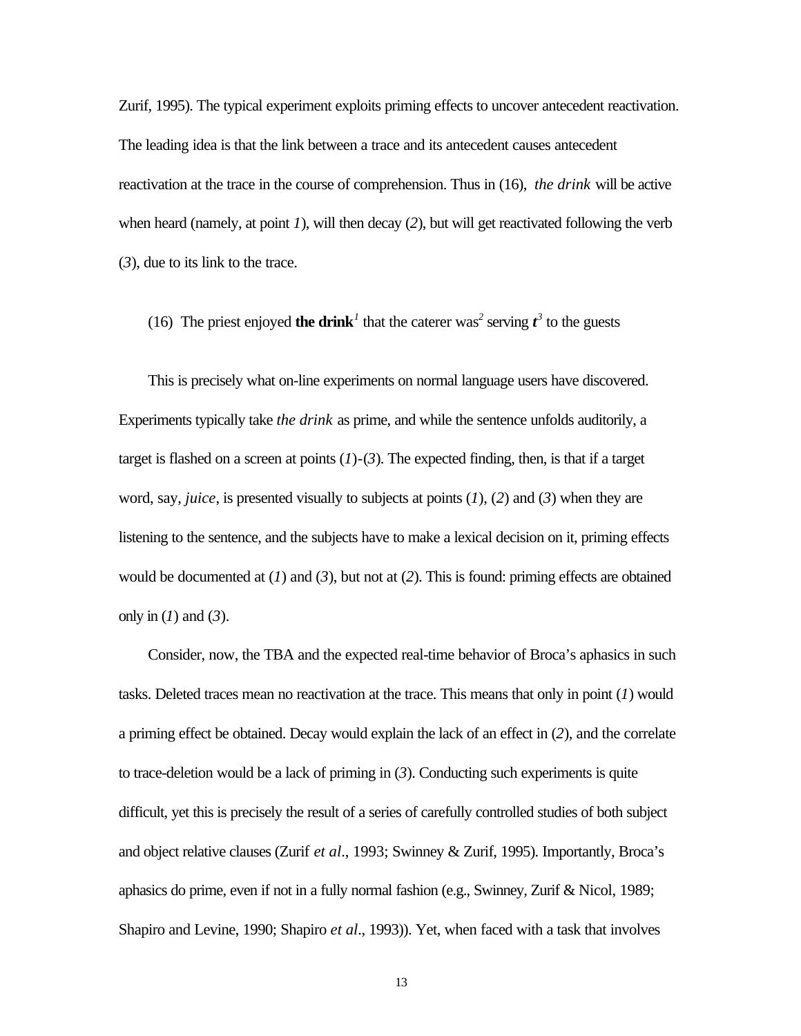Zurif, 1995). The typical experiment exploits priming effects to uncover antecedent reactivation. The leading idea is that the link between a trace and its antecedent causes antecedent reactivation at the trace in the course of comprehension. Thus in (16), *the drink* will be active when heard (namely, at point *1*), will then decay (*2*), but will get reactivated following the verb (*3*), due to its link to the trace.

(16) The priest enjoyed **the drink**[1] that the caterer was[2] serving ***t***[3] to the guests

This is precisely what on-line experiments on normal language users have discovered. Experiments typically take *the drink* as prime, and while the sentence unfolds auditorily, a target is flashed on a screen at points (*1*)-(*3*). The expected finding, then, is that if a target word, say, *juice*, is presented visually to subjects at points (*1*), (*2*) and (*3*) when they are listening to the sentence, and the subjects have to make a lexical decision on it, priming effects would be documented at (*1*) and (*3*), but not at (*2*). This is found: priming effects are obtained only in (*1*) and (*3*).

Consider, now, the TBA and the expected real-time behavior of Broca's aphasics in such tasks. Deleted traces mean no reactivation at the trace. This means that only in point (*1*) would a priming effect be obtained. Decay would explain the lack of an effect in (*2*), and the correlate to trace-deletion would be a lack of priming in (*3*). Conducting such experiments is quite difficult, yet this is precisely the result of a series of carefully controlled studies of both subject and object relative clauses (Zurif *et al*., 1993; Swinney & Zurif, 1995). Importantly, Broca's aphasics do prime, even if not in a fully normal fashion (e.g., Swinney, Zurif & Nicol, 1989; Shapiro and Levine, 1990; Shapiro *et al*., 1993)). Yet, when faced with a task that involves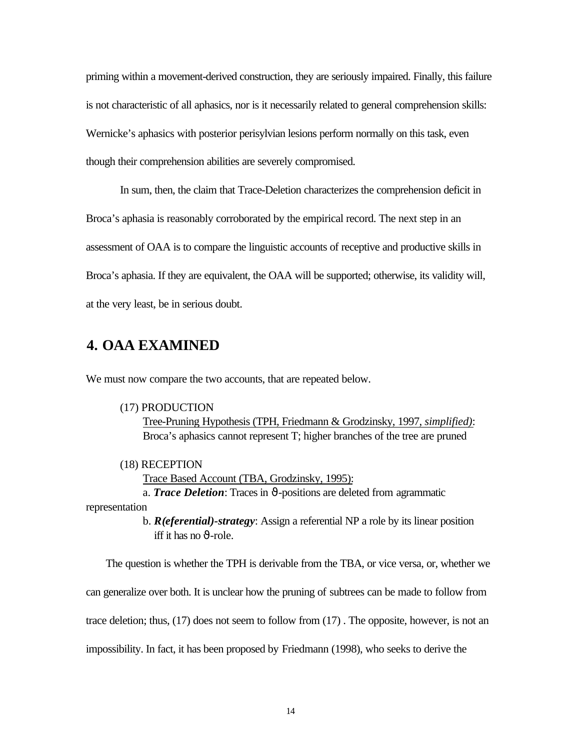priming within a movement-derived construction, they are seriously impaired. Finally, this failure is not characteristic of all aphasics, nor is it necessarily related to general comprehension skills: Wernicke's aphasics with posterior perisylvian lesions perform normally on this task, even though their comprehension abilities are severely compromised.

In sum, then, the claim that Trace-Deletion characterizes the comprehension deficit in Broca's aphasia is reasonably corroborated by the empirical record. The next step in an assessment of OAA is to compare the linguistic accounts of receptive and productive skills in Broca's aphasia. If they are equivalent, the OAA will be supported; otherwise, its validity will, at the very least, be in serious doubt.

## 4. OAA EXAMINED

We must now compare the two accounts, that are repeated below.

(17) PRODUCTION
Tree-Pruning Hypothesis (TPH, Friedmann & Grodzinsky, 1997, *simplified)*: Broca's aphasics cannot represent T; higher branches of the tree are pruned

(18) RECEPTION
Trace Based Account (TBA, Grodzinsky, 1995):
a. ***Trace Deletion***: Traces in $\vartheta$-positions are deleted from agrammatic representation
b. ***R(eferential)-strategy***: Assign a referential NP a role by its linear position iff it has no $\vartheta$-role.

The question is whether the TPH is derivable from the TBA, or vice versa, or, whether we can generalize over both. It is unclear how the pruning of subtrees can be made to follow from trace deletion; thus, (17) does not seem to follow from (17) . The opposite, however, is not an impossibility. In fact, it has been proposed by Friedmann (1998), who seeks to derive the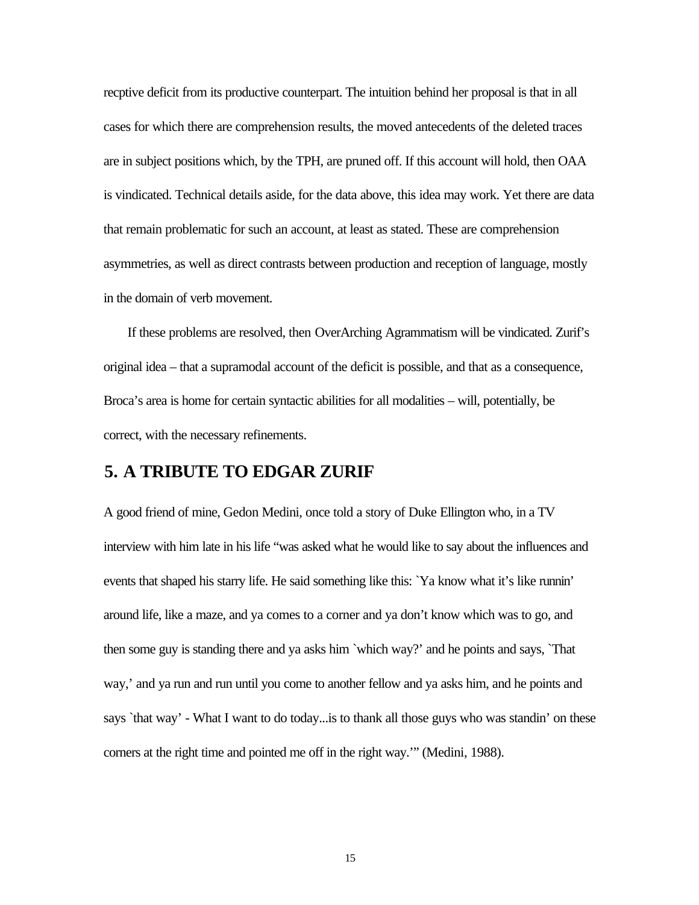recptive deficit from its productive counterpart. The intuition behind her proposal is that in all cases for which there are comprehension results, the moved antecedents of the deleted traces are in subject positions which, by the TPH, are pruned off. If this account will hold, then OAA is vindicated. Technical details aside, for the data above, this idea may work. Yet there are data that remain problematic for such an account, at least as stated. These are comprehension asymmetries, as well as direct contrasts between production and reception of language, mostly in the domain of verb movement.

If these problems are resolved, then OverArching Agrammatism will be vindicated. Zurif's original idea – that a supramodal account of the deficit is possible, and that as a consequence, Broca's area is home for certain syntactic abilities for all modalities – will, potentially, be correct, with the necessary refinements.

## 5. A TRIBUTE TO EDGAR ZURIF

A good friend of mine, Gedon Medini, once told a story of Duke Ellington who, in a TV interview with him late in his life "was asked what he would like to say about the influences and events that shaped his starry life. He said something like this: `Ya know what it's like runnin' around life, like a maze, and ya comes to a corner and ya don't know which was to go, and then some guy is standing there and ya asks him `which way?' and he points and says, `That way,' and ya run and run until you come to another fellow and ya asks him, and he points and says `that way' - What I want to do today...is to thank all those guys who was standin' on these corners at the right time and pointed me off in the right way.'" (Medini, 1988).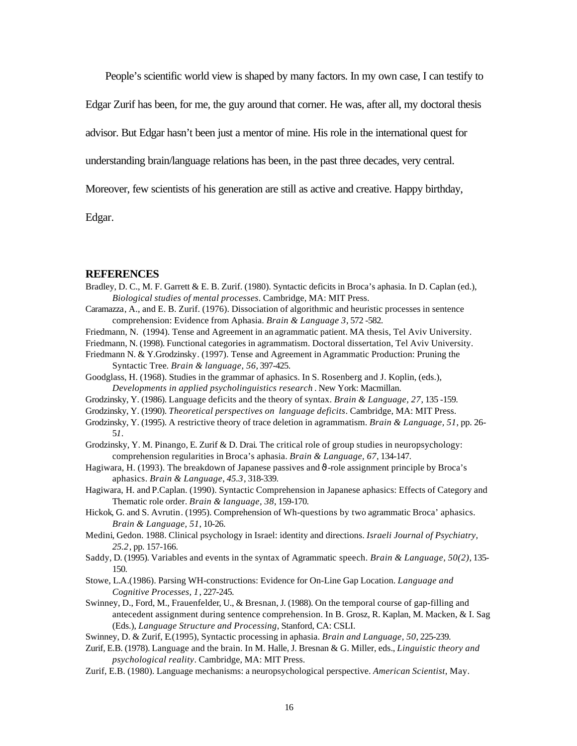People's scientific world view is shaped by many factors. In my own case, I can testify to Edgar Zurif has been, for me, the guy around that corner. He was, after all, my doctoral thesis advisor. But Edgar hasn't been just a mentor of mine. His role in the international quest for understanding brain/language relations has been, in the past three decades, very central. Moreover, few scientists of his generation are still as active and creative. Happy birthday, Edgar.

## REFERENCES

Bradley, D. C., M. F. Garrett & E. B. Zurif. (1980). Syntactic deficits in Broca's aphasia. In D. Caplan (ed.), *Biological studies of mental processes*. Cambridge, MA: MIT Press.

Caramazza, A., and E. B. Zurif. (1976). Dissociation of algorithmic and heuristic processes in sentence comprehension: Evidence from Aphasia. *Brain & Language 3*, 572 -582.

Friedmann, N. (1994). Tense and Agreement in an agrammatic patient. MA thesis, Tel Aviv University.

Friedmann, N. (1998). Functional categories in agrammatism. Doctoral dissertation, Tel Aviv University.

Friedmann N. & Y.Grodzinsky. (1997). Tense and Agreement in Agrammatic Production: Pruning the Syntactic Tree. *Brain & language, 56*, 397-425.

Goodglass, H. (1968). Studies in the grammar of aphasics. In S. Rosenberg and J. Koplin, (eds.), *Developments in applied psycholinguistics research* . New York: Macmillan.

Grodzinsky, Y. (1986). Language deficits and the theory of syntax. *Brain & Language, 27*, 135 -159.

Grodzinsky, Y. (1990). *Theoretical perspectives on language deficits*. Cambridge, MA: MIT Press.

Grodzinsky, Y. (1995). A restrictive theory of trace deletion in agrammatism. *Brain & Language, 51*, pp. 26-51.

Grodzinsky, Y. M. Pinango, E. Zurif & D. Drai. The critical role of group studies in neuropsychology: comprehension regularities in Broca's aphasia. *Brain & Language, 67*, 134-147.

Hagiwara, H. (1993). The breakdown of Japanese passives and ϑ-role assignment principle by Broca's aphasics. *Brain & Language, 45.3*, 318-339.

Hagiwara, H. and P.Caplan. (1990). Syntactic Comprehension in Japanese aphasics: Effects of Category and Thematic role order. *Brain & language, 38*, 159-170.

Hickok, G. and S. Avrutin. (1995). Comprehension of Wh-questions by two agrammatic Broca' aphasics. *Brain & Language, 51*, 10-26.

Medini, Gedon. 1988. Clinical psychology in Israel: identity and directions. *Israeli Journal of Psychiatry, 25.2*, pp. 157-166.

Saddy, D. (1995). Variables and events in the syntax of Agrammatic speech. *Brain & Language, 50(2)*, 135-150.

Stowe, L.A.(1986). Parsing WH-constructions: Evidence for On-Line Gap Location. *Language and Cognitive Processes, 1*, 227-245.

Swinney, D., Ford, M., Frauenfelder, U., & Bresnan, J. (1988). On the temporal course of gap-filling and antecedent assignment during sentence comprehension. In B. Grosz, R. Kaplan, M. Macken, & I. Sag (Eds.), *Language Structure and Processing*, Stanford, CA: CSLI.

Swinney, D. & Zurif, E.(1995), Syntactic processing in aphasia. *Brain and Language, 50*, 225-239.

Zurif, E.B. (1978). Language and the brain. In M. Halle, J. Bresnan & G. Miller, eds., *Linguistic theory and psychological reality*. Cambridge, MA: MIT Press.

Zurif, E.B. (1980). Language mechanisms: a neuropsychological perspective. *American Scientist*, May.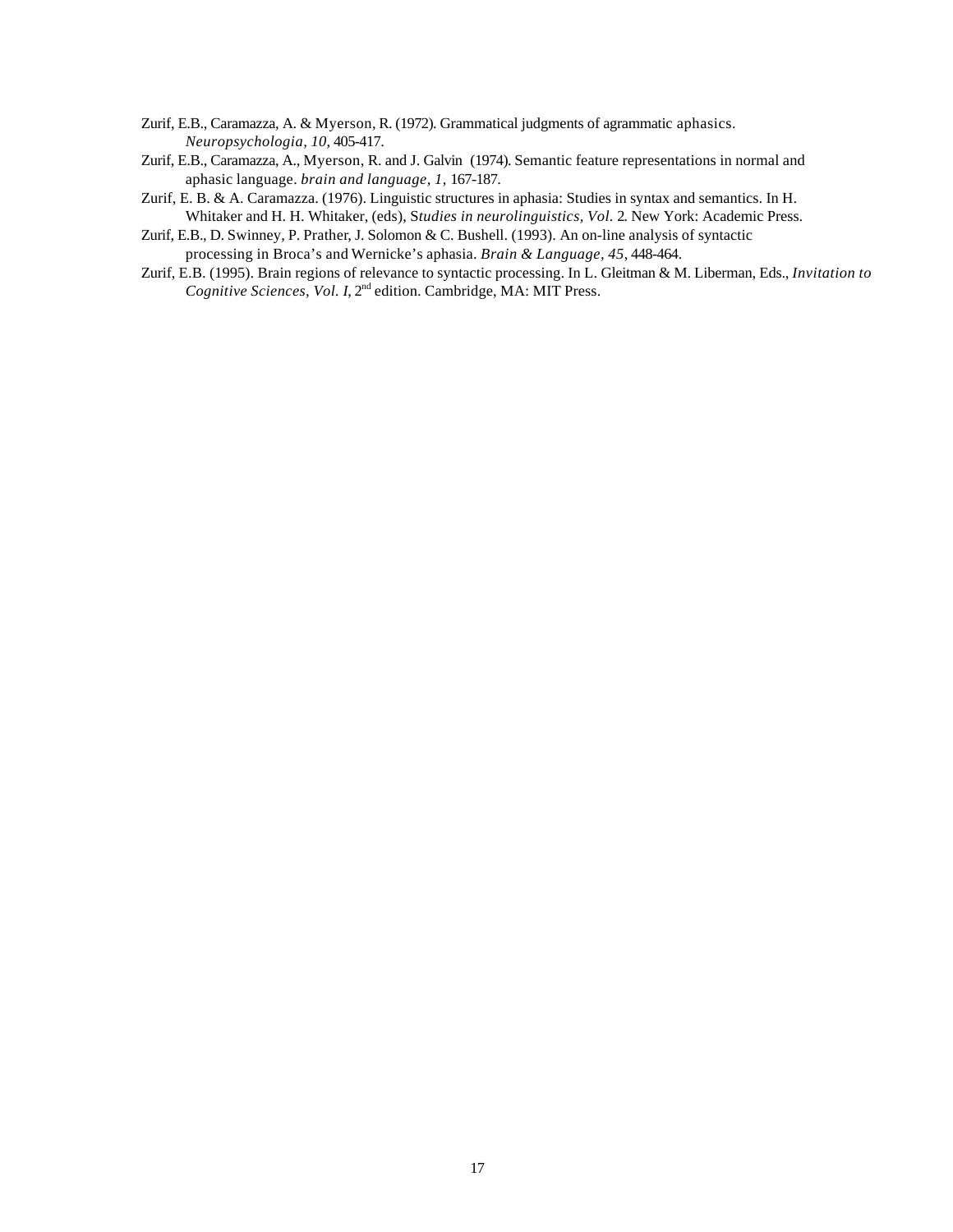Zurif, E.B., Caramazza, A. & Myerson, R. (1972). Grammatical judgments of agrammatic aphasics. *Neuropsychologia, 10*, 405-417.

Zurif, E.B., Caramazza, A., Myerson, R. and J. Galvin (1974). Semantic feature representations in normal and aphasic language. *brain and language, 1,* 167-187.

Zurif, E. B. & A. Caramazza. (1976). Linguistic structures in aphasia: Studies in syntax and semantics. In H. Whitaker and H. H. Whitaker, (eds), S*tudies in neurolinguistics, Vol.* 2. New York: Academic Press.

Zurif, E.B., D. Swinney, P. Prather, J. Solomon & C. Bushell. (1993). An on-line analysis of syntactic processing in Broca's and Wernicke's aphasia. *Brain & Language, 45*, 448-464.

Zurif, E.B. (1995). Brain regions of relevance to syntactic processing. In L. Gleitman & M. Liberman, Eds., *Invitation to Cognitive Sciences, Vol. I*, 2nd edition. Cambridge, MA: MIT Press.